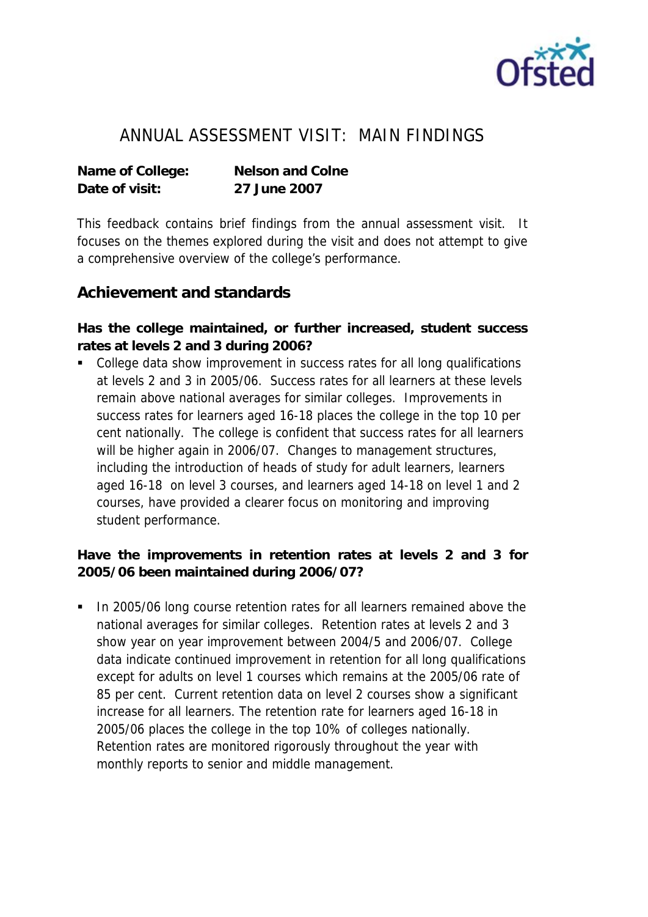# ANNUAL ASSESSMENT VISIT: MAIN FINDINGS

**Name of College:** Nelson and Colne
**Date of visit:** 27 June 2007

This feedback contains brief findings from the annual assessment visit. It focuses on the themes explored during the visit and does not attempt to give a comprehensive overview of the college's performance.

## Achievement and standards

**Has the college maintained, or further increased, student success rates at levels 2 and 3 during 2006?**

- College data show improvement in success rates for all long qualifications at levels 2 and 3 in 2005/06. Success rates for all learners at these levels remain above national averages for similar colleges. Improvements in success rates for learners aged 16-18 places the college in the top 10 per cent nationally. The college is confident that success rates for all learners will be higher again in 2006/07. Changes to management structures, including the introduction of heads of study for adult learners, learners aged 16-18 on level 3 courses, and learners aged 14-18 on level 1 and 2 courses, have provided a clearer focus on monitoring and improving student performance.

**Have the improvements in retention rates at levels 2 and 3 for 2005/06 been maintained during 2006/07?**

- In 2005/06 long course retention rates for all learners remained above the national averages for similar colleges. Retention rates at levels 2 and 3 show year on year improvement between 2004/5 and 2006/07. College data indicate continued improvement in retention for all long qualifications except for adults on level 1 courses which remains at the 2005/06 rate of 85 per cent. Current retention data on level 2 courses show a significant increase for all learners. The retention rate for learners aged 16-18 in 2005/06 places the college in the top 10% of colleges nationally. Retention rates are monitored rigorously throughout the year with monthly reports to senior and middle management.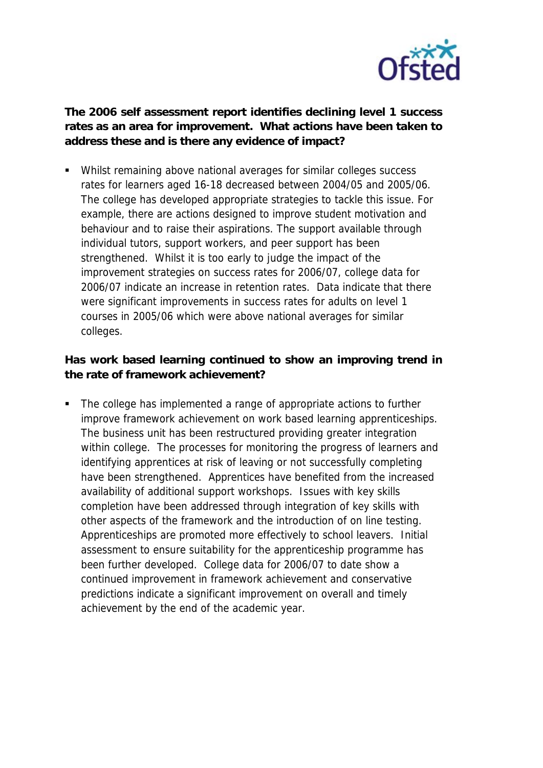**The 2006 self assessment report identifies declining level 1 success rates as an area for improvement. What actions have been taken to address these and is there any evidence of impact?**

- Whilst remaining above national averages for similar colleges success rates for learners aged 16-18 decreased between 2004/05 and 2005/06. The college has developed appropriate strategies to tackle this issue. For example, there are actions designed to improve student motivation and behaviour and to raise their aspirations. The support available through individual tutors, support workers, and peer support has been strengthened. Whilst it is too early to judge the impact of the improvement strategies on success rates for 2006/07, college data for 2006/07 indicate an increase in retention rates. Data indicate that there were significant improvements in success rates for adults on level 1 courses in 2005/06 which were above national averages for similar colleges.

**Has work based learning continued to show an improving trend in the rate of framework achievement?**

- The college has implemented a range of appropriate actions to further improve framework achievement on work based learning apprenticeships. The business unit has been restructured providing greater integration within college. The processes for monitoring the progress of learners and identifying apprentices at risk of leaving or not successfully completing have been strengthened. Apprentices have benefited from the increased availability of additional support workshops. Issues with key skills completion have been addressed through integration of key skills with other aspects of the framework and the introduction of on line testing. Apprenticeships are promoted more effectively to school leavers. Initial assessment to ensure suitability for the apprenticeship programme has been further developed. College data for 2006/07 to date show a continued improvement in framework achievement and conservative predictions indicate a significant improvement on overall and timely achievement by the end of the academic year.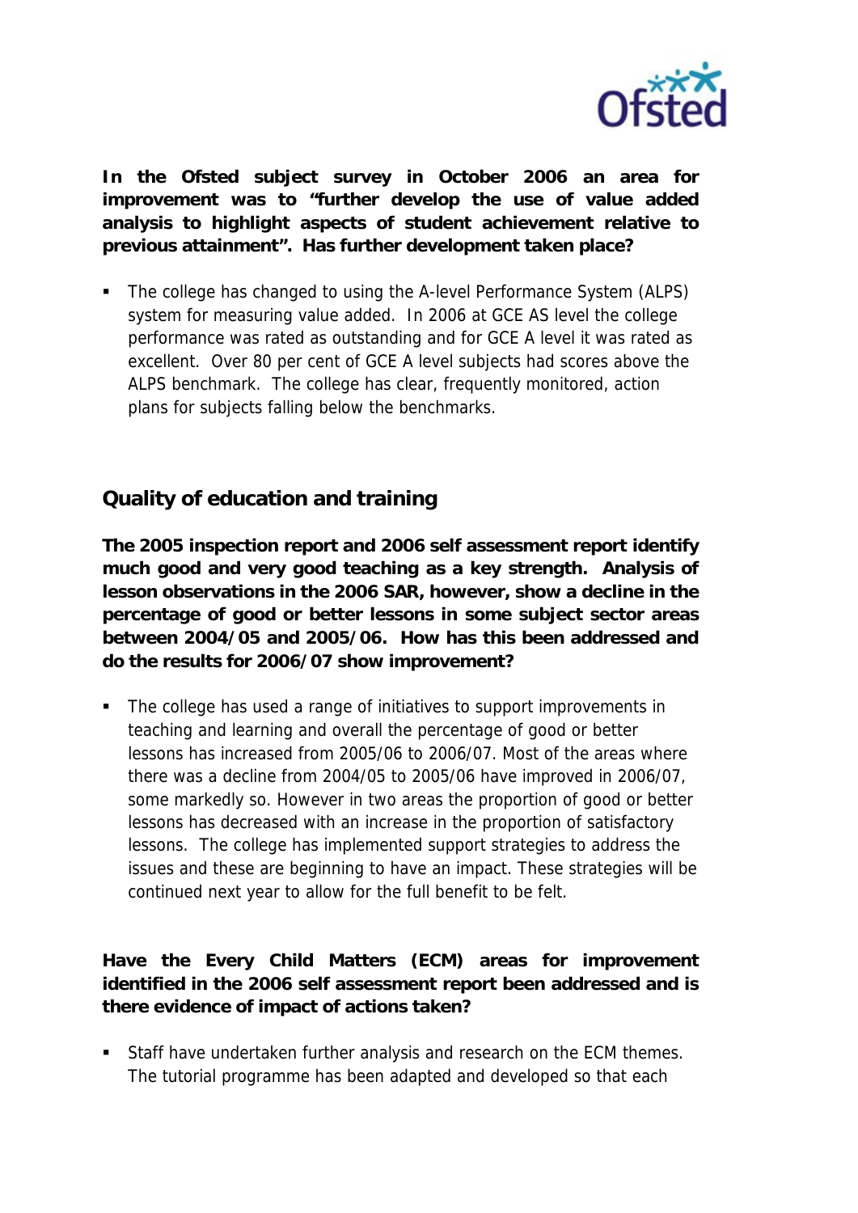**In the Ofsted subject survey in October 2006 an area for improvement was to "further develop the use of value added analysis to highlight aspects of student achievement relative to previous attainment". Has further development taken place?**

- The college has changed to using the A-level Performance System (ALPS) system for measuring value added. In 2006 at GCE AS level the college performance was rated as outstanding and for GCE A level it was rated as excellent. Over 80 per cent of GCE A level subjects had scores above the ALPS benchmark. The college has clear, frequently monitored, action plans for subjects falling below the benchmarks.

## Quality of education and training

**The 2005 inspection report and 2006 self assessment report identify much good and very good teaching as a key strength. Analysis of lesson observations in the 2006 SAR, however, show a decline in the percentage of good or better lessons in some subject sector areas between 2004/05 and 2005/06. How has this been addressed and do the results for 2006/07 show improvement?**

- The college has used a range of initiatives to support improvements in teaching and learning and overall the percentage of good or better lessons has increased from 2005/06 to 2006/07. Most of the areas where there was a decline from 2004/05 to 2005/06 have improved in 2006/07, some markedly so. However in two areas the proportion of good or better lessons has decreased with an increase in the proportion of satisfactory lessons. The college has implemented support strategies to address the issues and these are beginning to have an impact. These strategies will be continued next year to allow for the full benefit to be felt.

**Have the Every Child Matters (ECM) areas for improvement identified in the 2006 self assessment report been addressed and is there evidence of impact of actions taken?**

- Staff have undertaken further analysis and research on the ECM themes. The tutorial programme has been adapted and developed so that each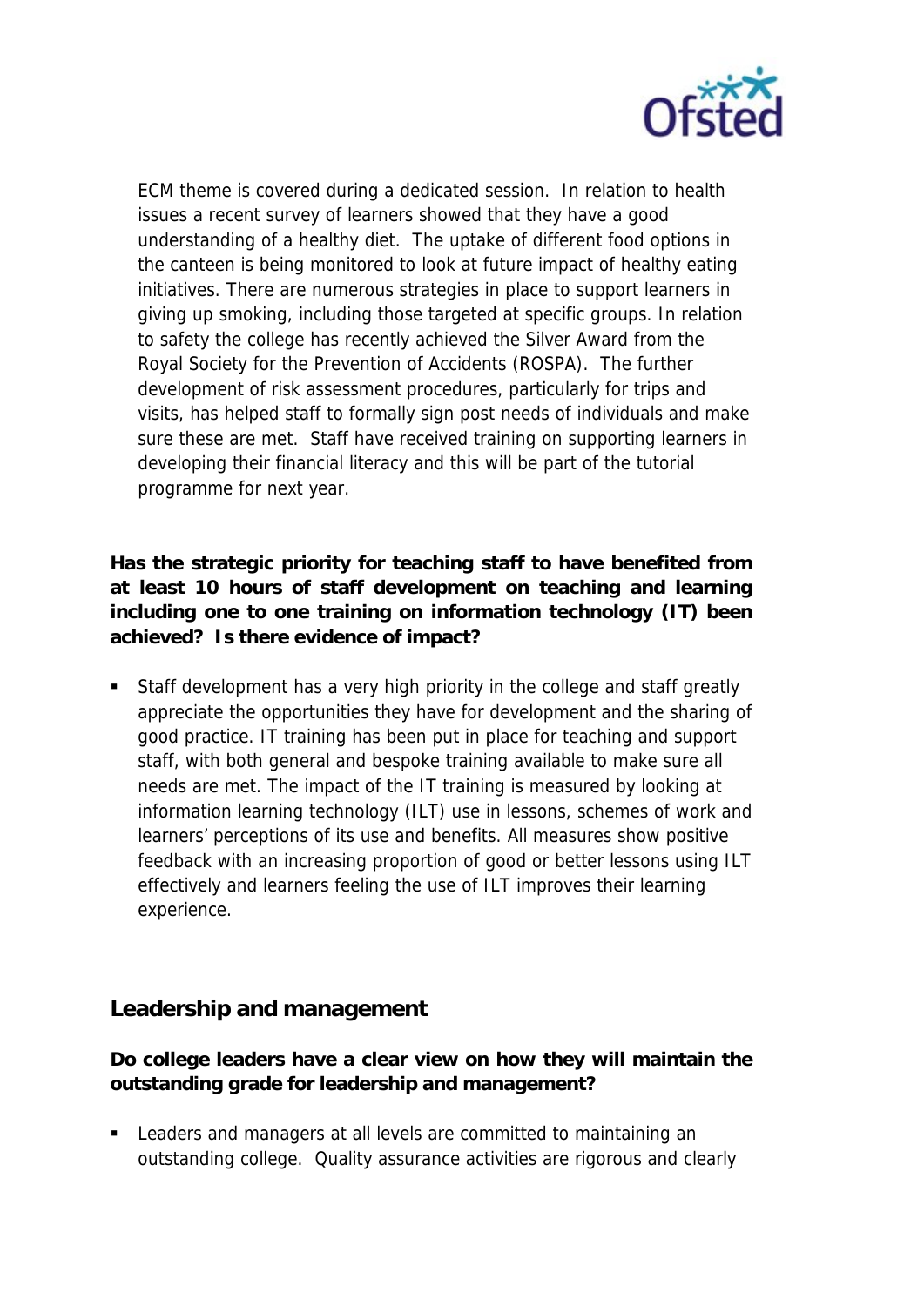ECM theme is covered during a dedicated session. In relation to health issues a recent survey of learners showed that they have a good understanding of a healthy diet. The uptake of different food options in the canteen is being monitored to look at future impact of healthy eating initiatives. There are numerous strategies in place to support learners in giving up smoking, including those targeted at specific groups. In relation to safety the college has recently achieved the Silver Award from the Royal Society for the Prevention of Accidents (ROSPA). The further development of risk assessment procedures, particularly for trips and visits, has helped staff to formally sign post needs of individuals and make sure these are met. Staff have received training on supporting learners in developing their financial literacy and this will be part of the tutorial programme for next year.

**Has the strategic priority for teaching staff to have benefited from at least 10 hours of staff development on teaching and learning including one to one training on information technology (IT) been achieved? Is there evidence of impact?**

- Staff development has a very high priority in the college and staff greatly appreciate the opportunities they have for development and the sharing of good practice. IT training has been put in place for teaching and support staff, with both general and bespoke training available to make sure all needs are met. The impact of the IT training is measured by looking at information learning technology (ILT) use in lessons, schemes of work and learners' perceptions of its use and benefits. All measures show positive feedback with an increasing proportion of good or better lessons using ILT effectively and learners feeling the use of ILT improves their learning experience.

## Leadership and management

**Do college leaders have a clear view on how they will maintain the outstanding grade for leadership and management?**

- Leaders and managers at all levels are committed to maintaining an outstanding college. Quality assurance activities are rigorous and clearly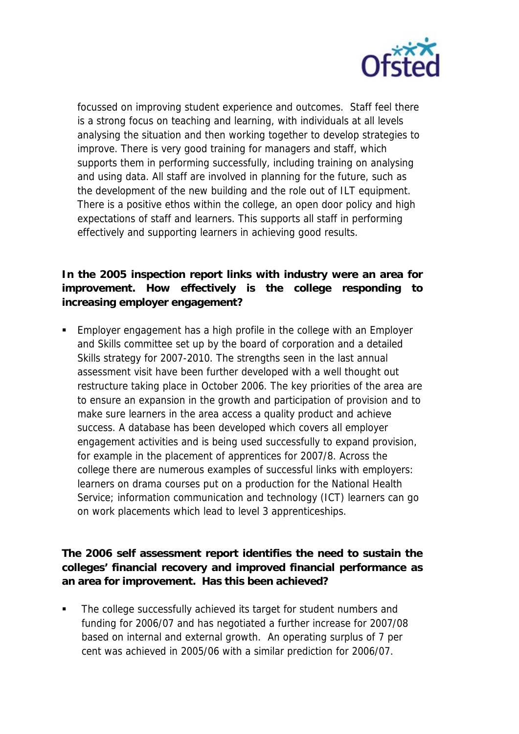focussed on improving student experience and outcomes. Staff feel there is a strong focus on teaching and learning, with individuals at all levels analysing the situation and then working together to develop strategies to improve. There is very good training for managers and staff, which supports them in performing successfully, including training on analysing and using data. All staff are involved in planning for the future, such as the development of the new building and the role out of ILT equipment. There is a positive ethos within the college, an open door policy and high expectations of staff and learners. This supports all staff in performing effectively and supporting learners in achieving good results.

**In the 2005 inspection report links with industry were an area for improvement. How effectively is the college responding to increasing employer engagement?**

- Employer engagement has a high profile in the college with an Employer and Skills committee set up by the board of corporation and a detailed Skills strategy for 2007-2010. The strengths seen in the last annual assessment visit have been further developed with a well thought out restructure taking place in October 2006. The key priorities of the area are to ensure an expansion in the growth and participation of provision and to make sure learners in the area access a quality product and achieve success. A database has been developed which covers all employer engagement activities and is being used successfully to expand provision, for example in the placement of apprentices for 2007/8. Across the college there are numerous examples of successful links with employers: learners on drama courses put on a production for the National Health Service; information communication and technology (ICT) learners can go on work placements which lead to level 3 apprenticeships.

**The 2006 self assessment report identifies the need to sustain the colleges' financial recovery and improved financial performance as an area for improvement. Has this been achieved?**

- The college successfully achieved its target for student numbers and funding for 2006/07 and has negotiated a further increase for 2007/08 based on internal and external growth. An operating surplus of 7 per cent was achieved in 2005/06 with a similar prediction for 2006/07.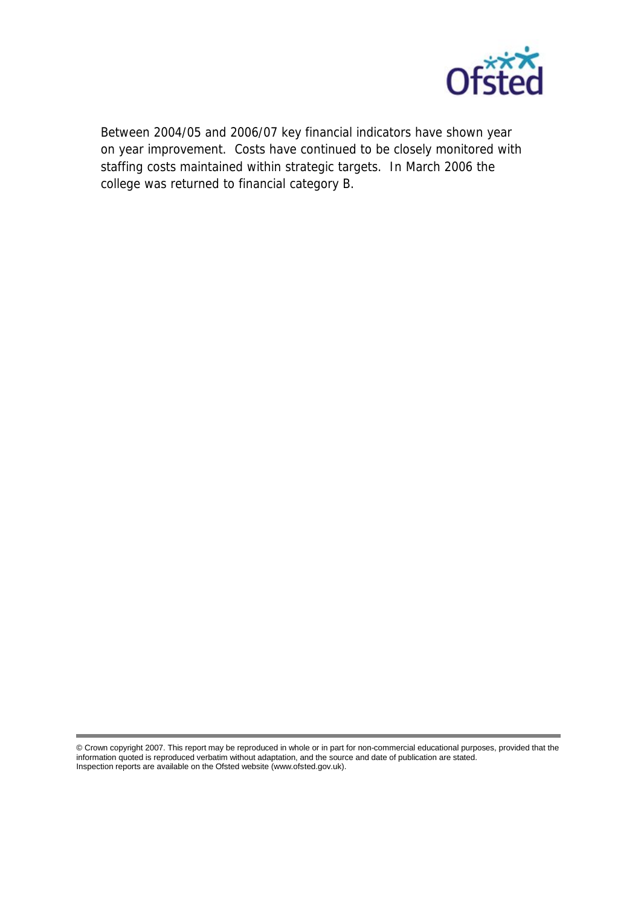Between 2004/05 and 2006/07 key financial indicators have shown year on year improvement. Costs have continued to be closely monitored with staffing costs maintained within strategic targets. In March 2006 the college was returned to financial category B.

© Crown copyright 2007. This report may be reproduced in whole or in part for non-commercial educational purposes, provided that the information quoted is reproduced verbatim without adaptation, and the source and date of publication are stated.
Inspection reports are available on the Ofsted website (www.ofsted.gov.uk).